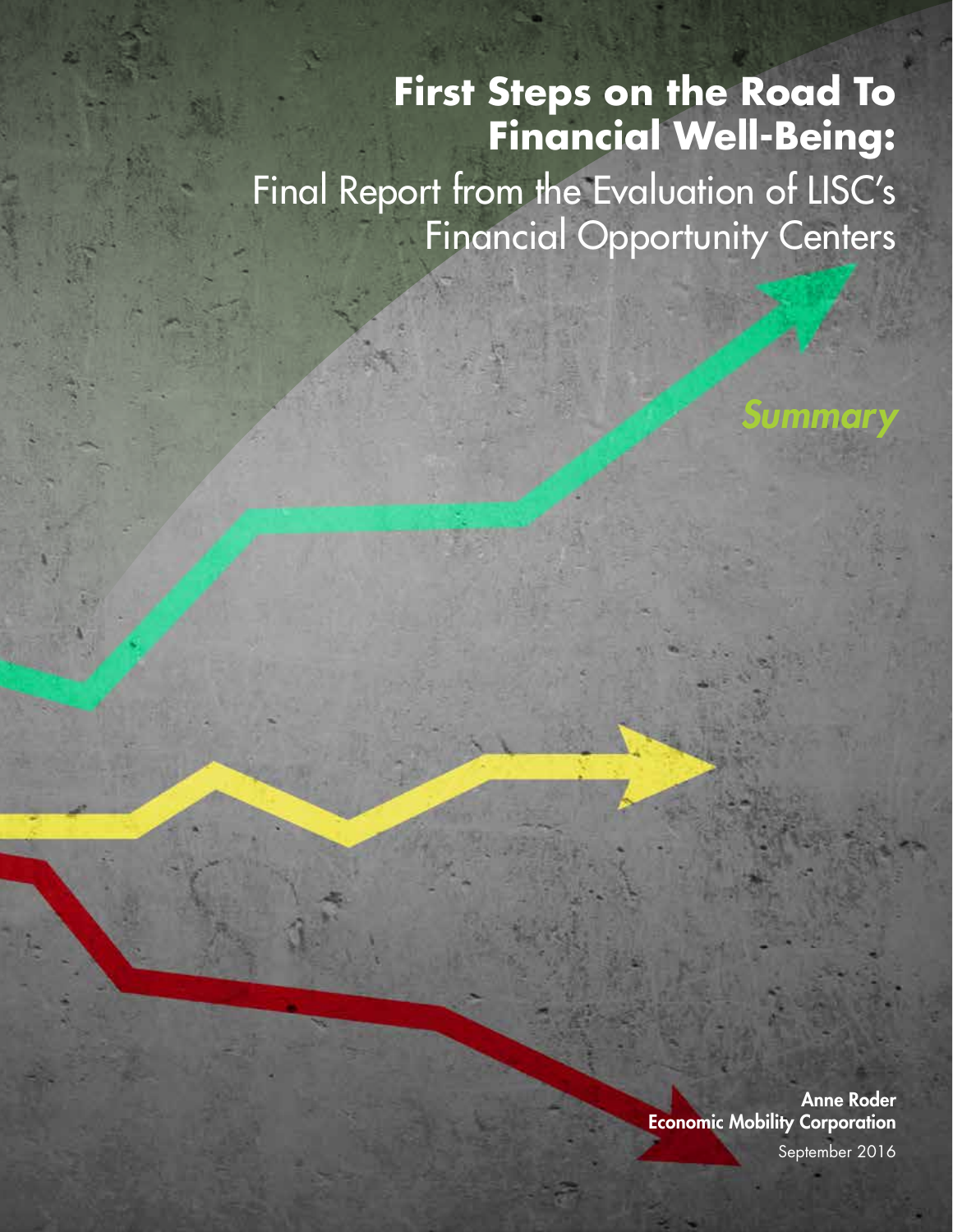# First Steps on the Road To Financial Well-Being:

## Final Report from the Evaluation of LISC's Financial Opportunity Centers

*Summary*

**Anne Roder**
**Economic Mobility Corporation**
September 2016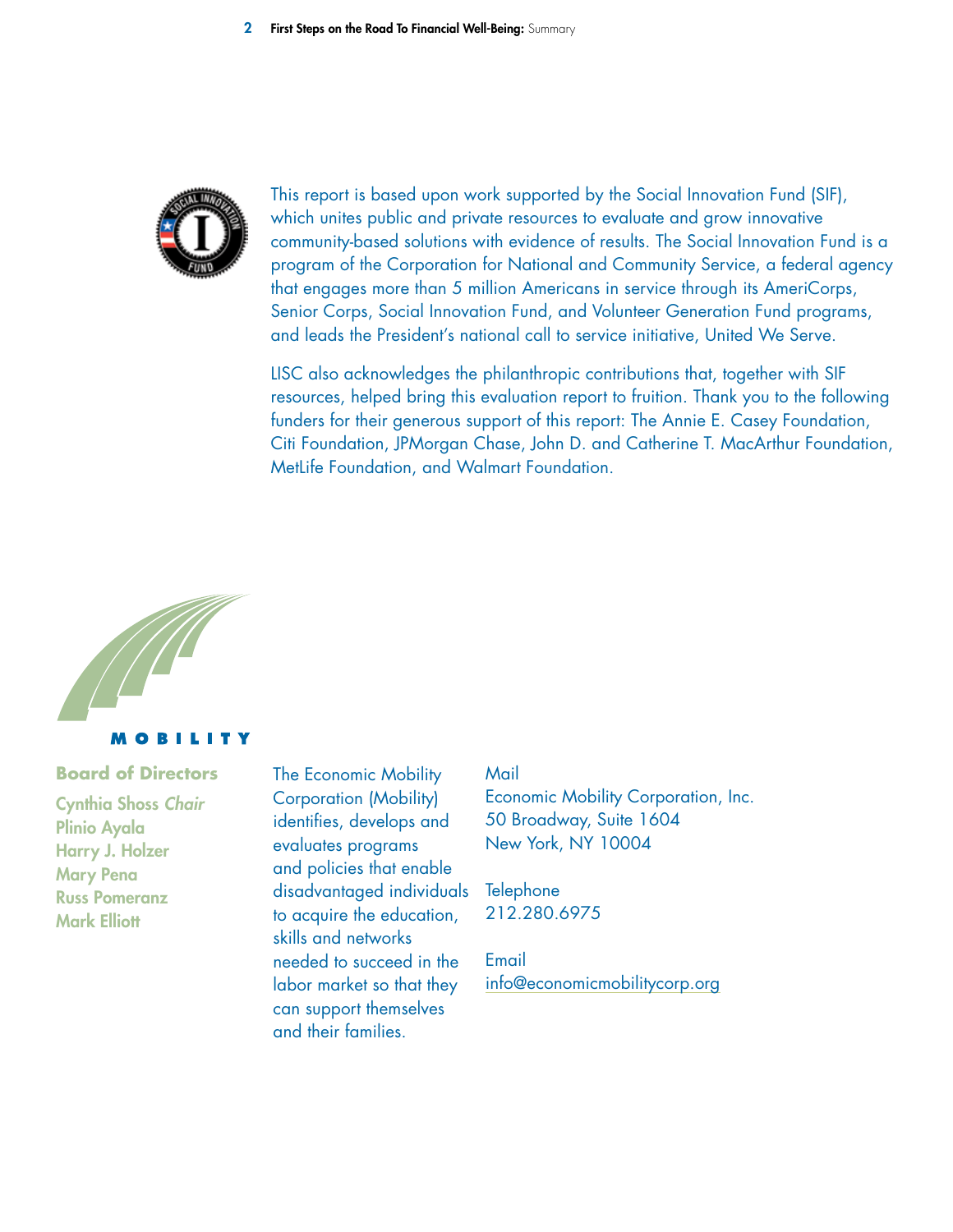This report is based upon work supported by the Social Innovation Fund (SIF), which unites public and private resources to evaluate and grow innovative community-based solutions with evidence of results. The Social Innovation Fund is a program of the Corporation for National and Community Service, a federal agency that engages more than 5 million Americans in service through its AmeriCorps, Senior Corps, Social Innovation Fund, and Volunteer Generation Fund programs, and leads the President's national call to service initiative, United We Serve.

LISC also acknowledges the philanthropic contributions that, together with SIF resources, helped bring this evaluation report to fruition. Thank you to the following funders for their generous support of this report: The Annie E. Casey Foundation, Citi Foundation, JPMorgan Chase, John D. and Catherine T. MacArthur Foundation, MetLife Foundation, and Walmart Foundation.

**MOBILITY**

**Board of Directors**

Cynthia Shoss *Chair*
Plinio Ayala
Harry J. Holzer
Mary Pena
Russ Pomeranz
Mark Elliott

The Economic Mobility Corporation (Mobility) identifies, develops and evaluates programs and policies that enable disadvantaged individuals to acquire the education, skills and networks needed to succeed in the labor market so that they can support themselves and their families.

Mail
Economic Mobility Corporation, Inc.
50 Broadway, Suite 1604
New York, NY 10004

Telephone
212.280.6975

Email
info@economicmobilitycorp.org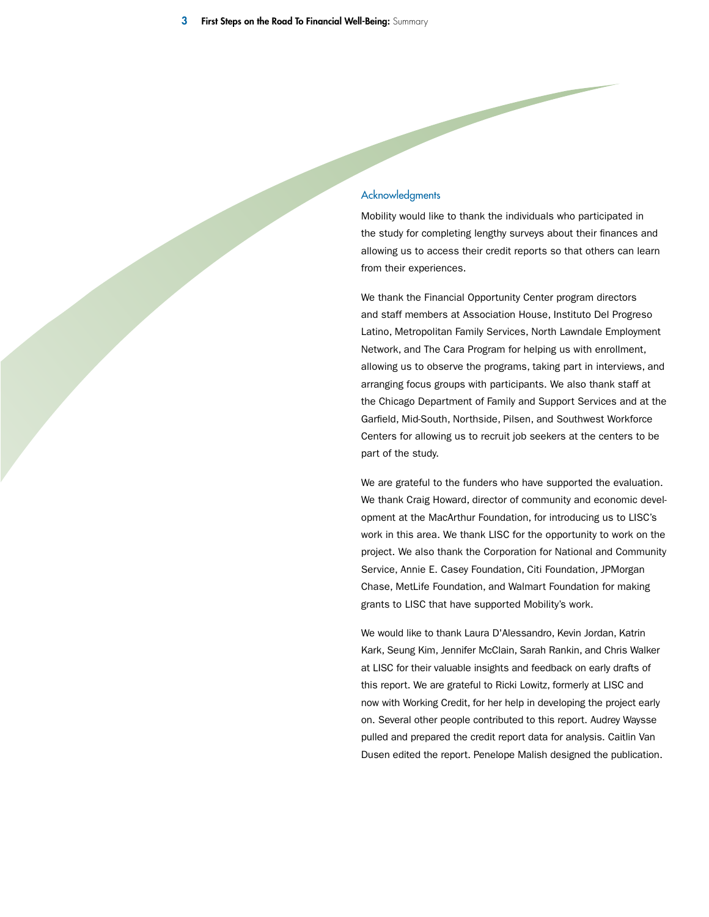## Acknowledgments

Mobility would like to thank the individuals who participated in the study for completing lengthy surveys about their finances and allowing us to access their credit reports so that others can learn from their experiences.

We thank the Financial Opportunity Center program directors and staff members at Association House, Instituto Del Progreso Latino, Metropolitan Family Services, North Lawndale Employment Network, and The Cara Program for helping us with enrollment, allowing us to observe the programs, taking part in interviews, and arranging focus groups with participants. We also thank staff at the Chicago Department of Family and Support Services and at the Garfield, Mid-South, Northside, Pilsen, and Southwest Workforce Centers for allowing us to recruit job seekers at the centers to be part of the study.

We are grateful to the funders who have supported the evaluation. We thank Craig Howard, director of community and economic development at the MacArthur Foundation, for introducing us to LISC's work in this area. We thank LISC for the opportunity to work on the project. We also thank the Corporation for National and Community Service, Annie E. Casey Foundation, Citi Foundation, JPMorgan Chase, MetLife Foundation, and Walmart Foundation for making grants to LISC that have supported Mobility's work.

We would like to thank Laura D'Alessandro, Kevin Jordan, Katrin Kark, Seung Kim, Jennifer McClain, Sarah Rankin, and Chris Walker at LISC for their valuable insights and feedback on early drafts of this report. We are grateful to Ricki Lowitz, formerly at LISC and now with Working Credit, for her help in developing the project early on. Several other people contributed to this report. Audrey Waysse pulled and prepared the credit report data for analysis. Caitlin Van Dusen edited the report. Penelope Malish designed the publication.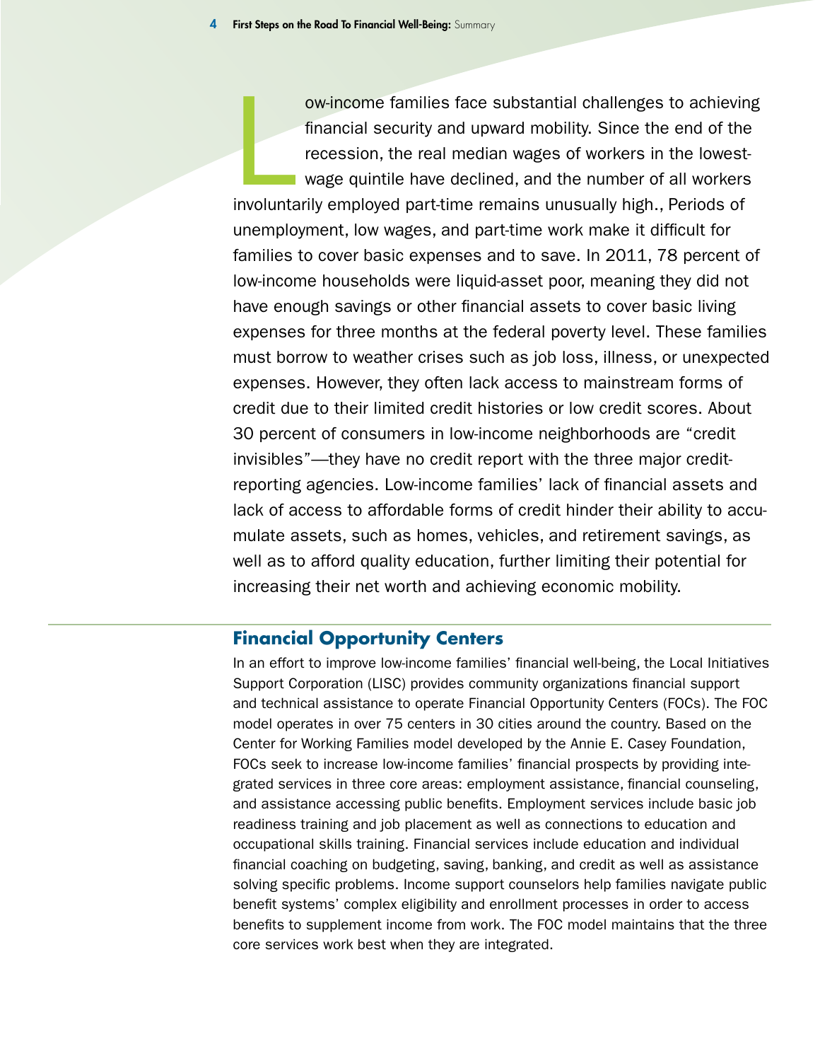Low-income families face substantial challenges to achieving financial security and upward mobility. Since the end of the recession, the real median wages of workers in the lowest-wage quintile have declined, and the number of all workers involuntarily employed part-time remains unusually high., Periods of unemployment, low wages, and part-time work make it difficult for families to cover basic expenses and to save. In 2011, 78 percent of low-income households were liquid-asset poor, meaning they did not have enough savings or other financial assets to cover basic living expenses for three months at the federal poverty level. These families must borrow to weather crises such as job loss, illness, or unexpected expenses. However, they often lack access to mainstream forms of credit due to their limited credit histories or low credit scores. About 30 percent of consumers in low-income neighborhoods are "credit invisibles"—they have no credit report with the three major credit-reporting agencies. Low-income families' lack of financial assets and lack of access to affordable forms of credit hinder their ability to accumulate assets, such as homes, vehicles, and retirement savings, as well as to afford quality education, further limiting their potential for increasing their net worth and achieving economic mobility.

## Financial Opportunity Centers

In an effort to improve low-income families' financial well-being, the Local Initiatives Support Corporation (LISC) provides community organizations financial support and technical assistance to operate Financial Opportunity Centers (FOCs). The FOC model operates in over 75 centers in 30 cities around the country. Based on the Center for Working Families model developed by the Annie E. Casey Foundation, FOCs seek to increase low-income families' financial prospects by providing integrated services in three core areas: employment assistance, financial counseling, and assistance accessing public benefits. Employment services include basic job readiness training and job placement as well as connections to education and occupational skills training. Financial services include education and individual financial coaching on budgeting, saving, banking, and credit as well as assistance solving specific problems. Income support counselors help families navigate public benefit systems' complex eligibility and enrollment processes in order to access benefits to supplement income from work. The FOC model maintains that the three core services work best when they are integrated.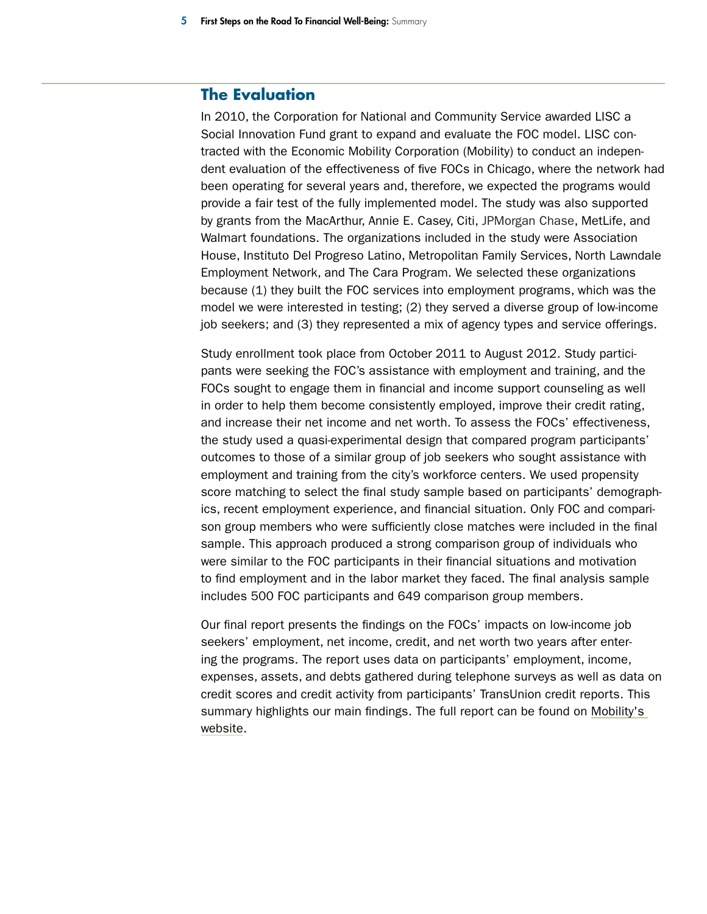## The Evaluation

In 2010, the Corporation for National and Community Service awarded LISC a Social Innovation Fund grant to expand and evaluate the FOC model. LISC contracted with the Economic Mobility Corporation (Mobility) to conduct an independent evaluation of the effectiveness of five FOCs in Chicago, where the network had been operating for several years and, therefore, we expected the programs would provide a fair test of the fully implemented model. The study was also supported by grants from the MacArthur, Annie E. Casey, Citi, JPMorgan Chase, MetLife, and Walmart foundations. The organizations included in the study were Association House, Instituto Del Progreso Latino, Metropolitan Family Services, North Lawndale Employment Network, and The Cara Program. We selected these organizations because (1) they built the FOC services into employment programs, which was the model we were interested in testing; (2) they served a diverse group of low-income job seekers; and (3) they represented a mix of agency types and service offerings.

Study enrollment took place from October 2011 to August 2012. Study participants were seeking the FOC's assistance with employment and training, and the FOCs sought to engage them in financial and income support counseling as well in order to help them become consistently employed, improve their credit rating, and increase their net income and net worth. To assess the FOCs' effectiveness, the study used a quasi-experimental design that compared program participants' outcomes to those of a similar group of job seekers who sought assistance with employment and training from the city's workforce centers. We used propensity score matching to select the final study sample based on participants' demographics, recent employment experience, and financial situation. Only FOC and comparison group members who were sufficiently close matches were included in the final sample. This approach produced a strong comparison group of individuals who were similar to the FOC participants in their financial situations and motivation to find employment and in the labor market they faced. The final analysis sample includes 500 FOC participants and 649 comparison group members.

Our final report presents the findings on the FOCs' impacts on low-income job seekers' employment, net income, credit, and net worth two years after entering the programs. The report uses data on participants' employment, income, expenses, assets, and debts gathered during telephone surveys as well as data on credit scores and credit activity from participants' TransUnion credit reports. This summary highlights our main findings. The full report can be found on Mobility's website.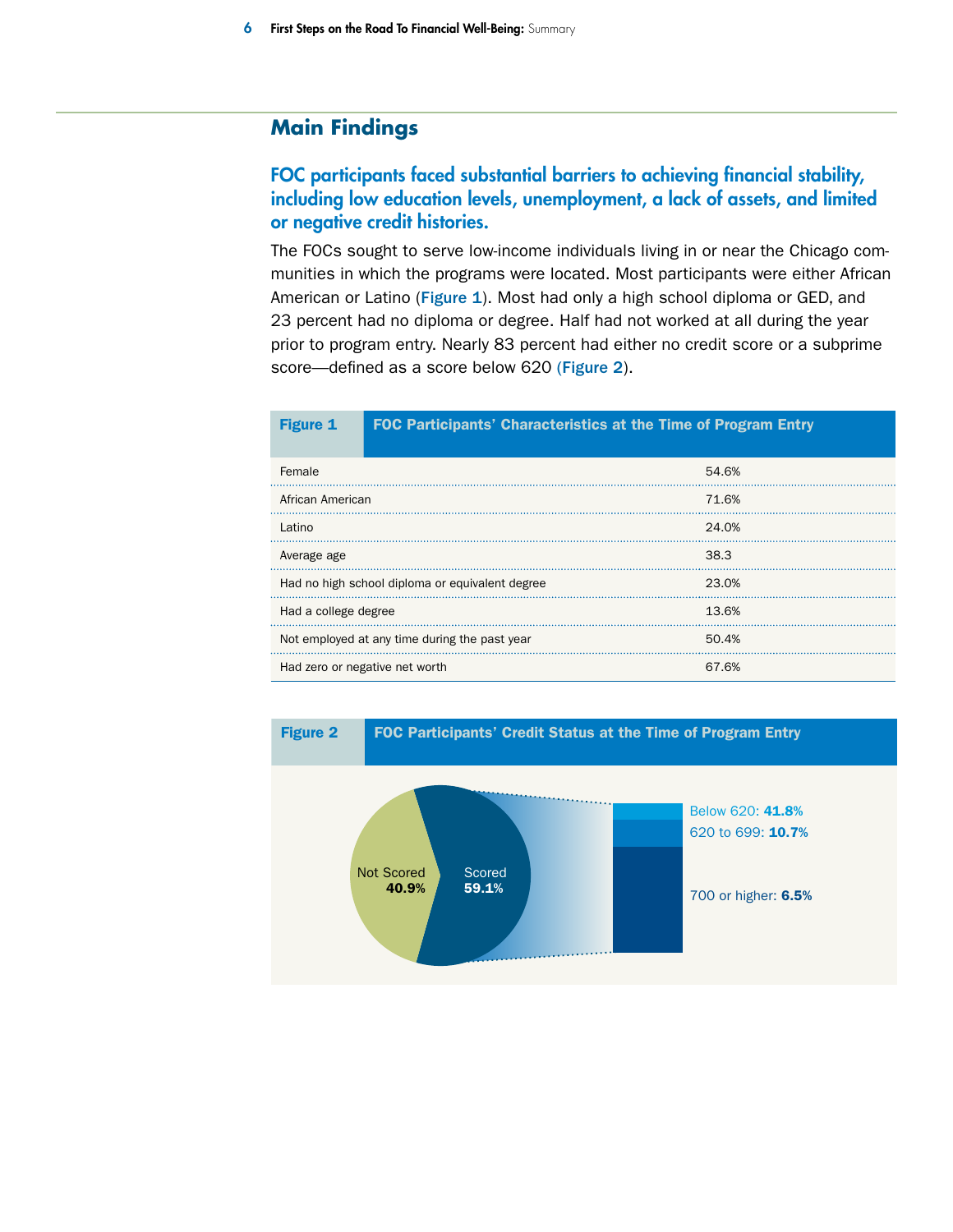## Main Findings

### FOC participants faced substantial barriers to achieving financial stability, including low education levels, unemployment, a lack of assets, and limited or negative credit histories.

The FOCs sought to serve low-income individuals living in or near the Chicago communities in which the programs were located. Most participants were either African American or Latino (**Figure 1**). Most had only a high school diploma or GED, and 23 percent had no diploma or degree. Half had not worked at all during the year prior to program entry. Nearly 83 percent had either no credit score or a subprime score—defined as a score below 620 (**Figure 2**).

**Figure 1** FOC Participants' Characteristics at the Time of Program Entry

| | |
|---|---|
| Female | 54.6% |
| African American | 71.6% |
| Latino | 24.0% |
| Average age | 38.3 |
| Had no high school diploma or equivalent degree | 23.0% |
| Had a college degree | 13.6% |
| Not employed at any time during the past year | 50.4% |
| Had zero or negative net worth | 67.6% |

**Figure 2** FOC Participants' Credit Status at the Time of Program Entry

- Not Scored **40.9%**
- Scored **59.1%**
  - Below 620: **41.8%**
  - 620 to 699: **10.7%**
  - 700 or higher: **6.5%**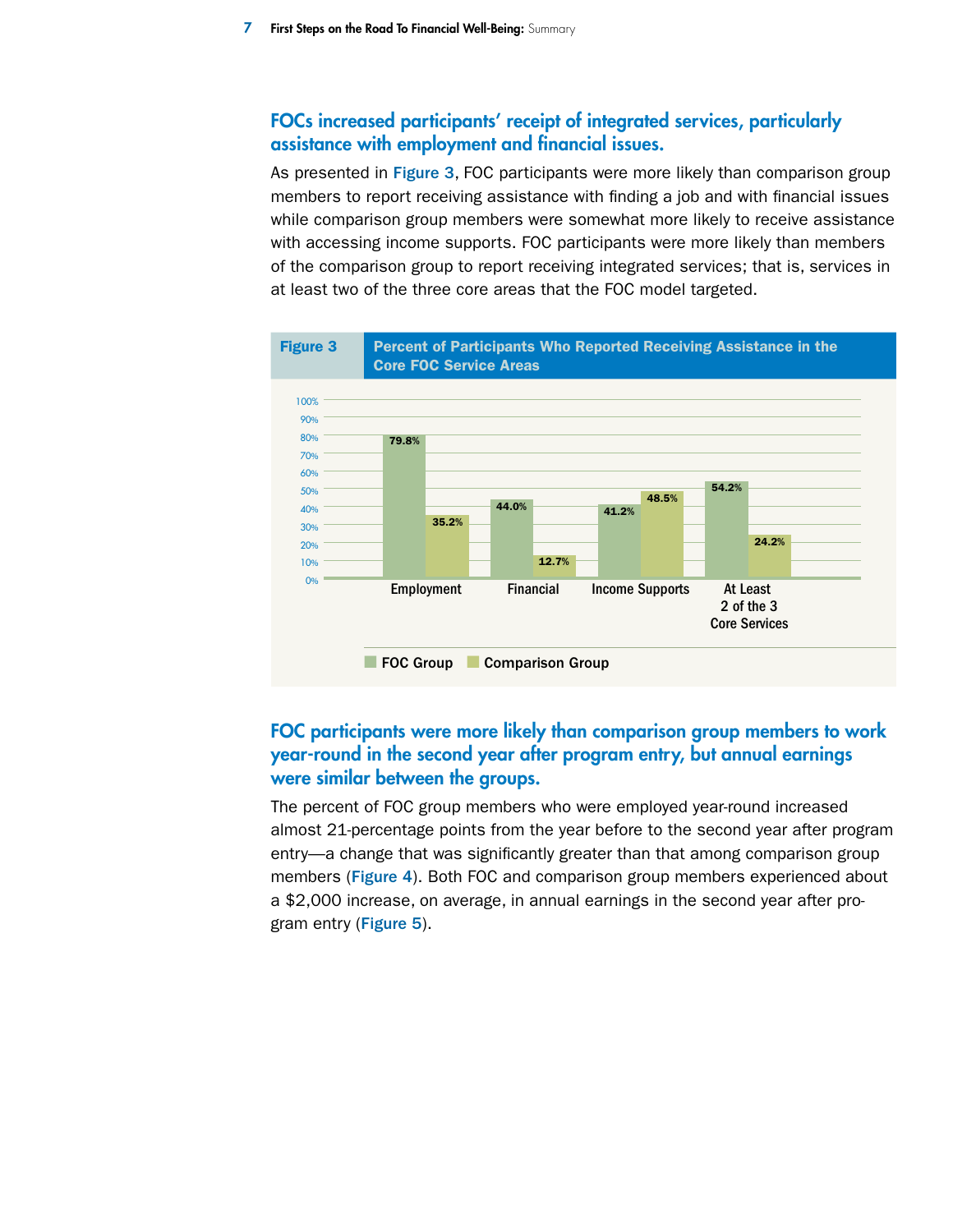## FOCs increased participants' receipt of integrated services, particularly assistance with employment and financial issues.

As presented in Figure 3, FOC participants were more likely than comparison group members to report receiving assistance with finding a job and with financial issues while comparison group members were somewhat more likely to receive assistance with accessing income supports. FOC participants were more likely than members of the comparison group to report receiving integrated services; that is, services in at least two of the three core areas that the FOC model targeted.

**Figure 3** Percent of Participants Who Reported Receiving Assistance in the Core FOC Service Areas

| | FOC Group | Comparison Group |
|---|---|---|
| Employment | 79.8% | 35.2% |
| Financial | 44.0% | 12.7% |
| Income Supports | 41.2% | 48.5% |
| At Least 2 of the 3 Core Services | 54.2% | 24.2% |

## FOC participants were more likely than comparison group members to work year-round in the second year after program entry, but annual earnings were similar between the groups.

The percent of FOC group members who were employed year-round increased almost 21-percentage points from the year before to the second year after program entry—a change that was significantly greater than that among comparison group members (Figure 4). Both FOC and comparison group members experienced about a $2,000 increase, on average, in annual earnings in the second year after program entry (Figure 5).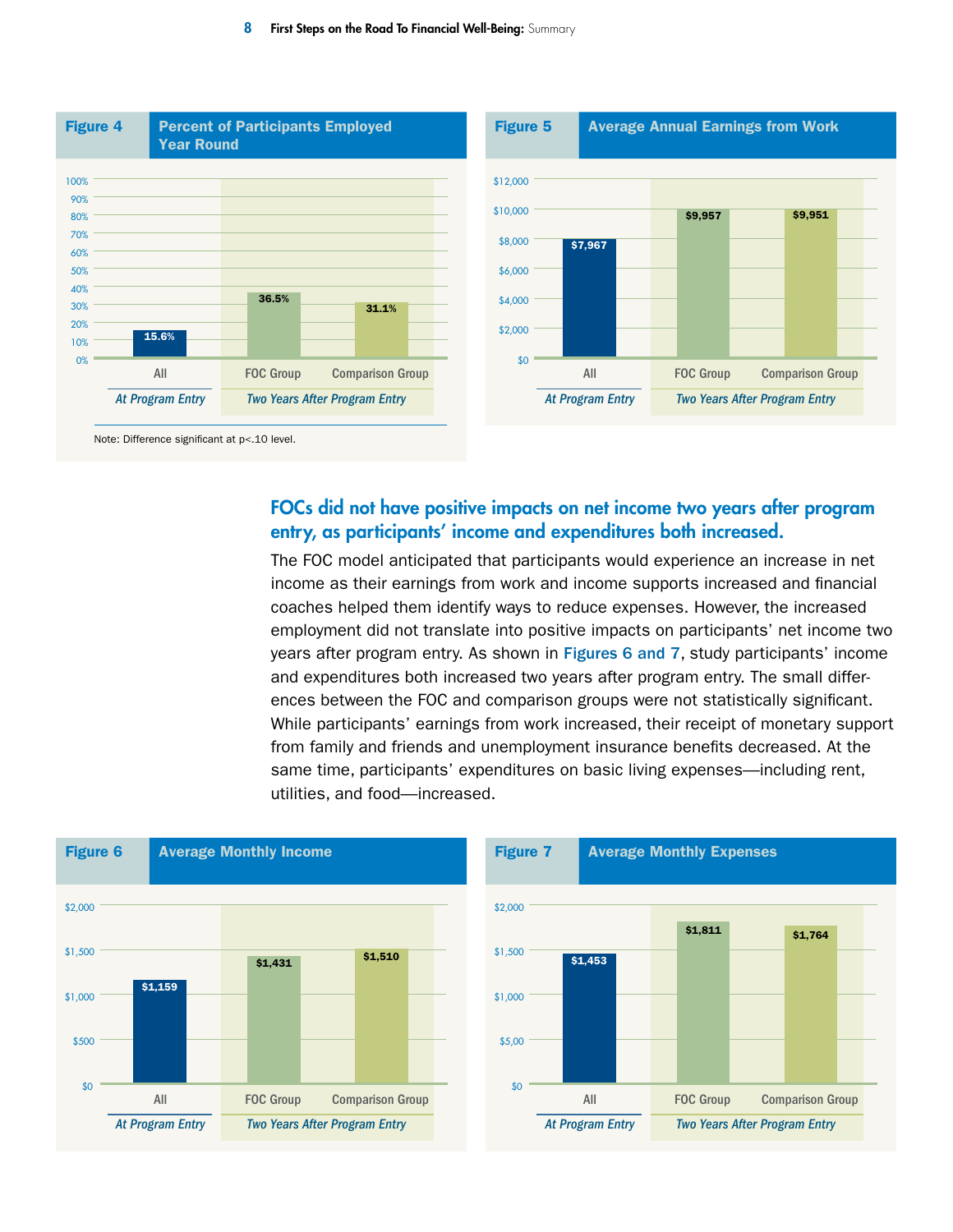**Figure 4** Percent of Participants Employed Year Round

| | At Program Entry | Two Years After Program Entry | |
|---|---|---|---|
| | All | FOC Group | Comparison Group |
| Percent employed year round | 15.6% | 36.5% | 31.1% |

Note: Difference significant at p<.10 level.

**Figure 5** Average Annual Earnings from Work

| | At Program Entry | Two Years After Program Entry | |
|---|---|---|---|
| | All | FOC Group | Comparison Group |
| Average annual earnings | $7,967 | $9,957 | $9,951 |

## FOCs did not have positive impacts on net income two years after program entry, as participants' income and expenditures both increased.

The FOC model anticipated that participants would experience an increase in net income as their earnings from work and income supports increased and financial coaches helped them identify ways to reduce expenses. However, the increased employment did not translate into positive impacts on participants' net income two years after program entry. As shown in Figures 6 and 7, study participants' income and expenditures both increased two years after program entry. The small differences between the FOC and comparison groups were not statistically significant. While participants' earnings from work increased, their receipt of monetary support from family and friends and unemployment insurance benefits decreased. At the same time, participants' expenditures on basic living expenses—including rent, utilities, and food—increased.

**Figure 6** Average Monthly Income

| | At Program Entry | Two Years After Program Entry | |
|---|---|---|---|
| | All | FOC Group | Comparison Group |
| Average monthly income | $1,159 | $1,431 | $1,510 |

**Figure 7** Average Monthly Expenses

| | At Program Entry | Two Years After Program Entry | |
|---|---|---|---|
| | All | FOC Group | Comparison Group |
| Average monthly expenses | $1,453 | $1,811 | $1,764 |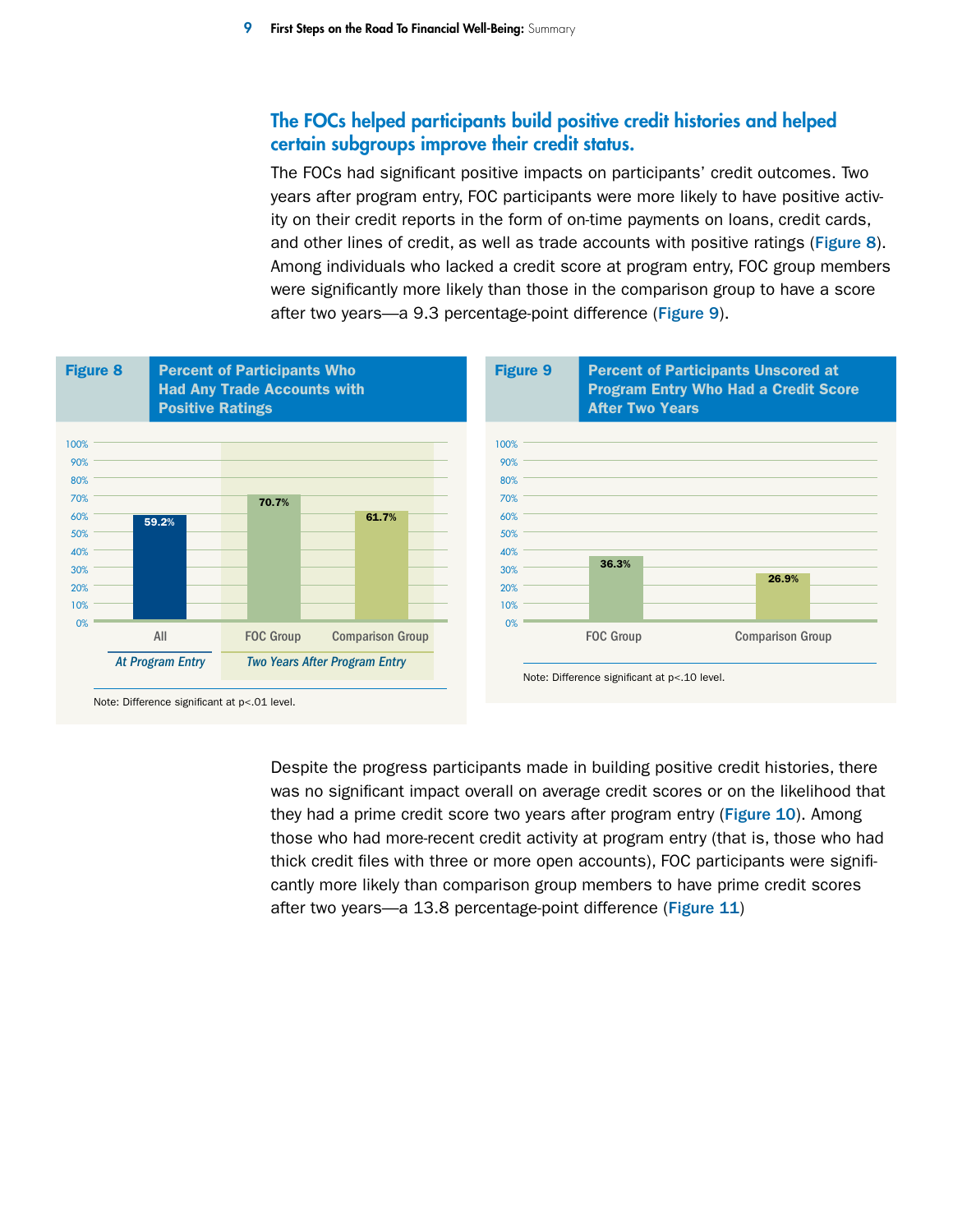## The FOCs helped participants build positive credit histories and helped certain subgroups improve their credit status.

The FOCs had significant positive impacts on participants' credit outcomes. Two years after program entry, FOC participants were more likely to have positive activity on their credit reports in the form of on-time payments on loans, credit cards, and other lines of credit, as well as trade accounts with positive ratings (**Figure 8**). Among individuals who lacked a credit score at program entry, FOC group members were significantly more likely than those in the comparison group to have a score after two years—a 9.3 percentage-point difference (**Figure 9**).

**Figure 8** Percent of Participants Who Had Any Trade Accounts with Positive Ratings

| | At Program Entry | Two Years After Program Entry | |
|---|---|---|---|
| | All | FOC Group | Comparison Group |
| Percent | 59.2% | 70.7% | 61.7% |

Note: Difference significant at $p<.01$ level.

**Figure 9** Percent of Participants Unscored at Program Entry Who Had a Credit Score After Two Years

| | FOC Group | Comparison Group |
|---|---|---|
| Percent | 36.3% | 26.9% |

Note: Difference significant at $p<.10$ level.

Despite the progress participants made in building positive credit histories, there was no significant impact overall on average credit scores or on the likelihood that they had a prime credit score two years after program entry (**Figure 10**). Among those who had more-recent credit activity at program entry (that is, those who had thick credit files with three or more open accounts), FOC participants were significantly more likely than comparison group members to have prime credit scores after two years—a 13.8 percentage-point difference (**Figure 11**)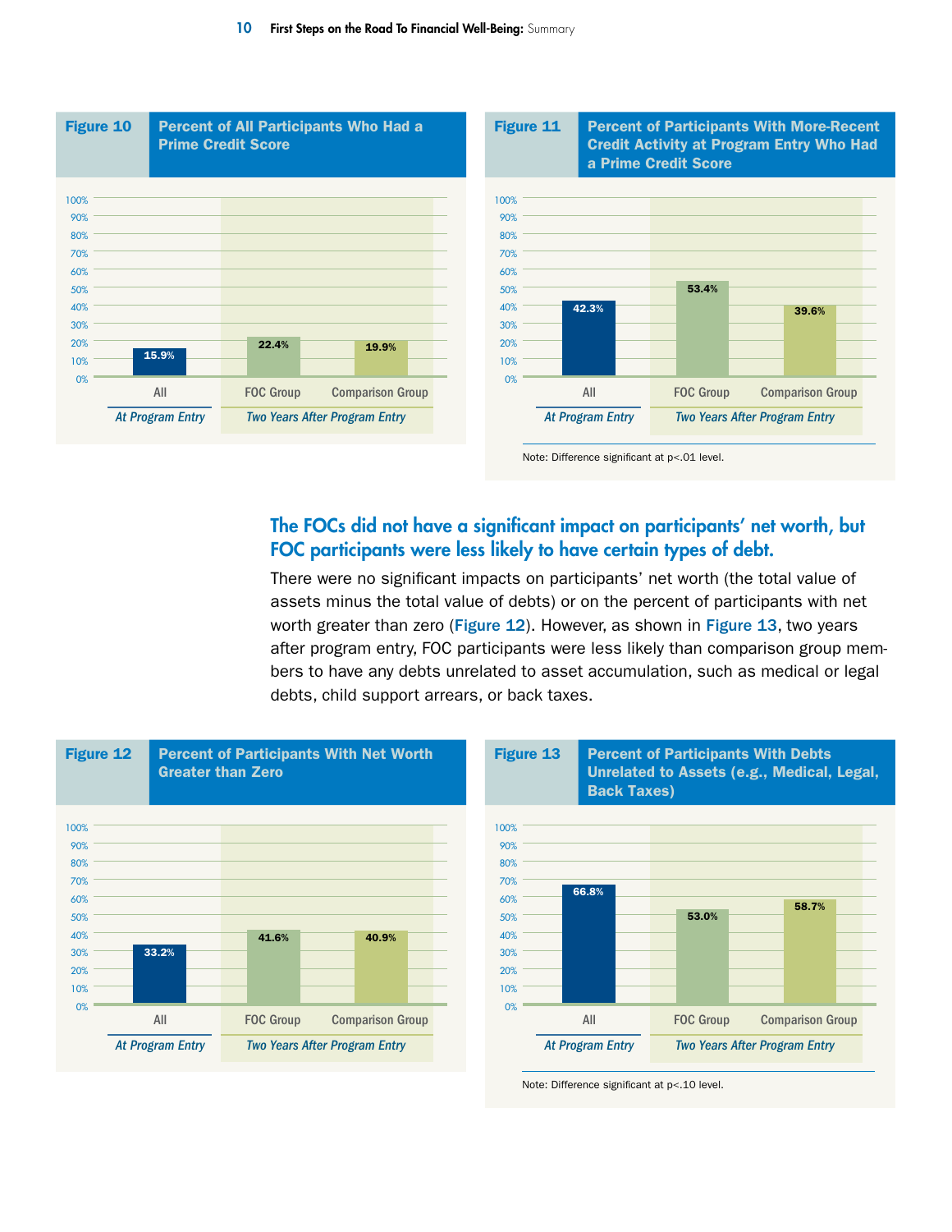**Figure 10** Percent of All Participants Who Had a Prime Credit Score

| | At Program Entry | Two Years After Program Entry | |
|---|---|---|---|
| | All | FOC Group | Comparison Group |
| Percent | 15.9% | 22.4% | 19.9% |

**Figure 11** Percent of Participants With More-Recent Credit Activity at Program Entry Who Had a Prime Credit Score

| | At Program Entry | Two Years After Program Entry | |
|---|---|---|---|
| | All | FOC Group | Comparison Group |
| Percent | 42.3% | 53.4% | 39.6% |

Note: Difference significant at p<.01 level.

## The FOCs did not have a significant impact on participants' net worth, but FOC participants were less likely to have certain types of debt.

There were no significant impacts on participants' net worth (the total value of assets minus the total value of debts) or on the percent of participants with net worth greater than zero (**Figure 12**). However, as shown in **Figure 13**, two years after program entry, FOC participants were less likely than comparison group members to have any debts unrelated to asset accumulation, such as medical or legal debts, child support arrears, or back taxes.

**Figure 12** Percent of Participants With Net Worth Greater than Zero

| | At Program Entry | Two Years After Program Entry | |
|---|---|---|---|
| | All | FOC Group | Comparison Group |
| Percent | 33.2% | 41.6% | 40.9% |

**Figure 13** Percent of Participants With Debts Unrelated to Assets (e.g., Medical, Legal, Back Taxes)

| | At Program Entry | Two Years After Program Entry | |
|---|---|---|---|
| | All | FOC Group | Comparison Group |
| Percent | 66.8% | 53.0% | 58.7% |

Note: Difference significant at p<.10 level.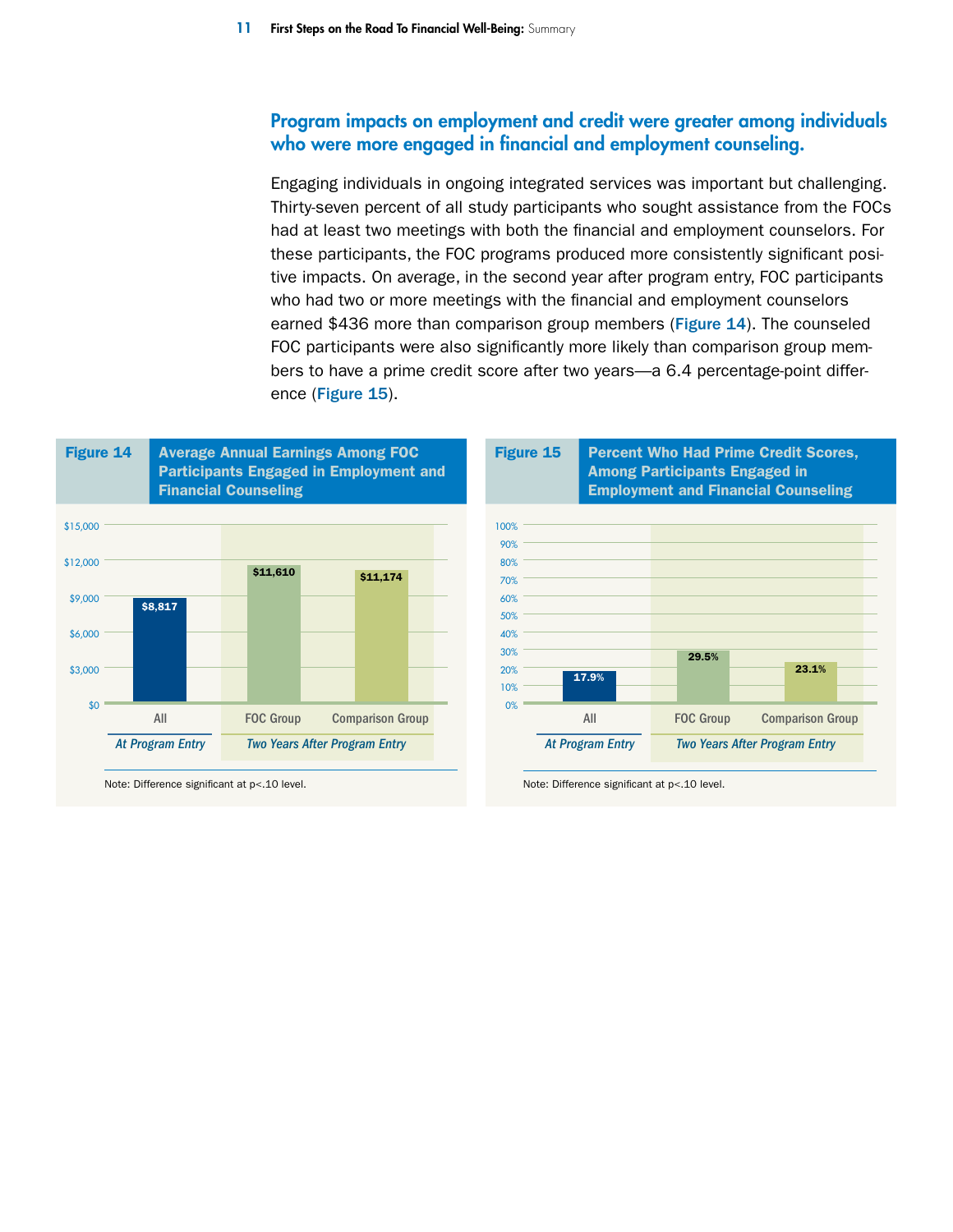## Program impacts on employment and credit were greater among individuals who were more engaged in financial and employment counseling.

Engaging individuals in ongoing integrated services was important but challenging. Thirty-seven percent of all study participants who sought assistance from the FOCs had at least two meetings with both the financial and employment counselors. For these participants, the FOC programs produced more consistently significant positive impacts. On average, in the second year after program entry, FOC participants who had two or more meetings with the financial and employment counselors earned $436 more than comparison group members (**Figure 14**). The counseled FOC participants were also significantly more likely than comparison group members to have a prime credit score after two years—a 6.4 percentage-point difference (**Figure 15**).

**Figure 14** Average Annual Earnings Among FOC Participants Engaged in Employment and Financial Counseling

| At Program Entry | Two Years After Program Entry | |
|---|---|---|
| All | FOC Group | Comparison Group |
| $8,817 | $11,610 | $11,174 |

Note: Difference significant at p<.10 level.

**Figure 15** Percent Who Had Prime Credit Scores, Among Participants Engaged in Employment and Financial Counseling

| At Program Entry | Two Years After Program Entry | |
|---|---|---|
| All | FOC Group | Comparison Group |
| 17.9% | 29.5% | 23.1% |

Note: Difference significant at p<.10 level.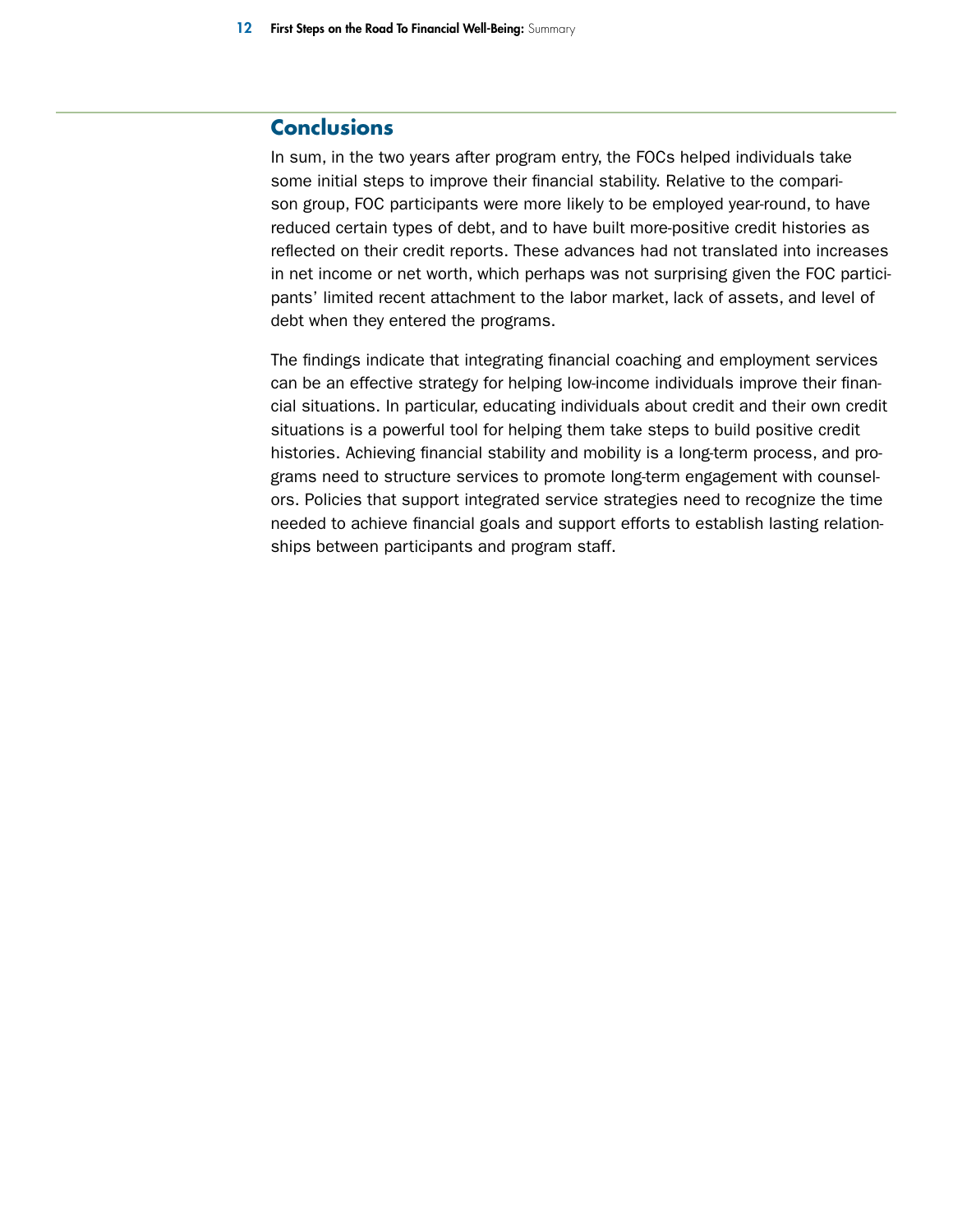## Conclusions

In sum, in the two years after program entry, the FOCs helped individuals take some initial steps to improve their financial stability. Relative to the comparison group, FOC participants were more likely to be employed year-round, to have reduced certain types of debt, and to have built more-positive credit histories as reflected on their credit reports. These advances had not translated into increases in net income or net worth, which perhaps was not surprising given the FOC participants' limited recent attachment to the labor market, lack of assets, and level of debt when they entered the programs.

The findings indicate that integrating financial coaching and employment services can be an effective strategy for helping low-income individuals improve their financial situations. In particular, educating individuals about credit and their own credit situations is a powerful tool for helping them take steps to build positive credit histories. Achieving financial stability and mobility is a long-term process, and programs need to structure services to promote long-term engagement with counselors. Policies that support integrated service strategies need to recognize the time needed to achieve financial goals and support efforts to establish lasting relationships between participants and program staff.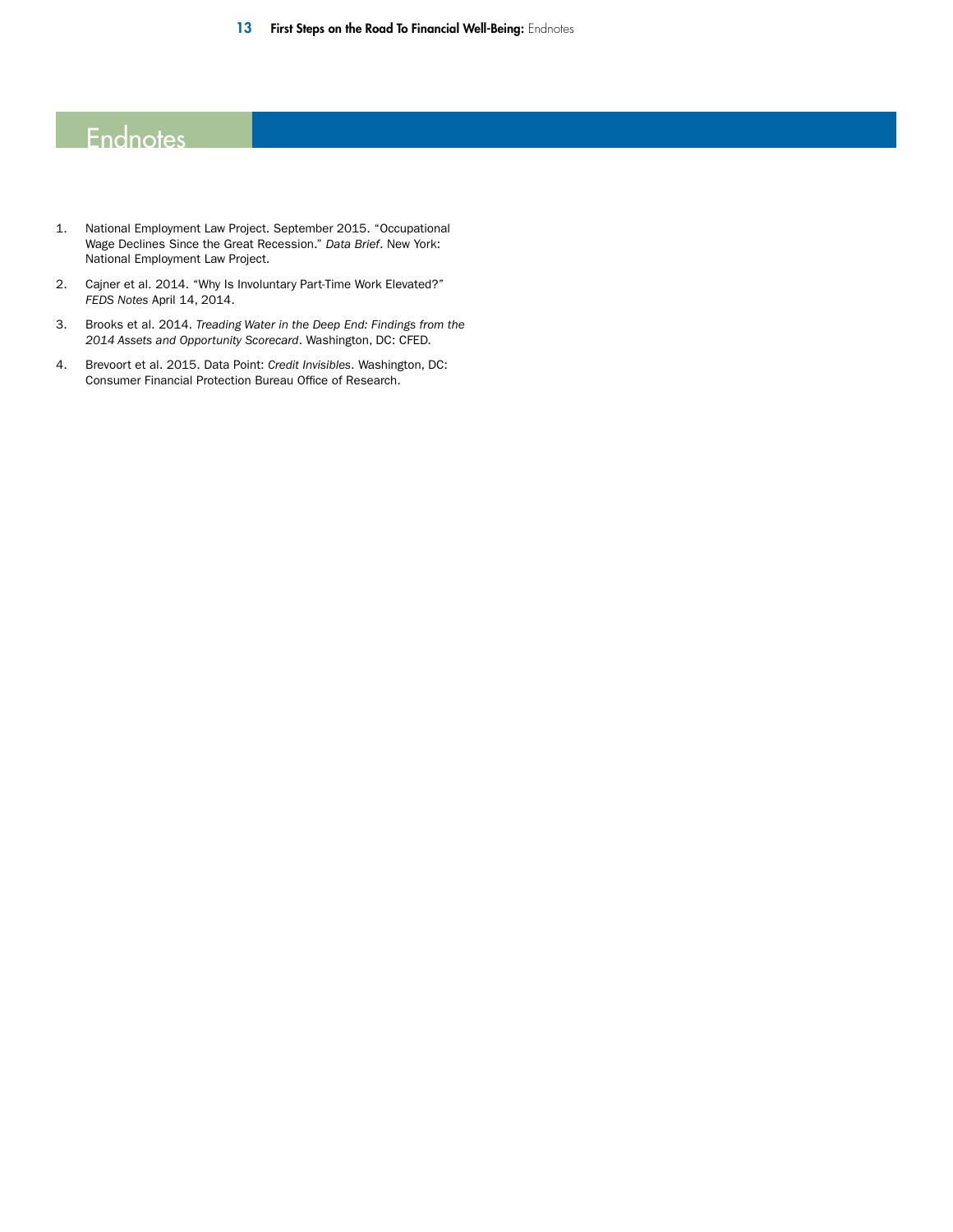# Endnotes

1. National Employment Law Project. September 2015. "Occupational Wage Declines Since the Great Recession." *Data Brief*. New York: National Employment Law Project.
2. Cajner et al. 2014. "Why Is Involuntary Part-Time Work Elevated?" *FEDS Notes* April 14, 2014.
3. Brooks et al. 2014. *Treading Water in the Deep End: Findings from the 2014 Assets and Opportunity Scorecard*. Washington, DC: CFED.
4. Brevoort et al. 2015. Data Point: *Credit Invisibles*. Washington, DC: Consumer Financial Protection Bureau Office of Research.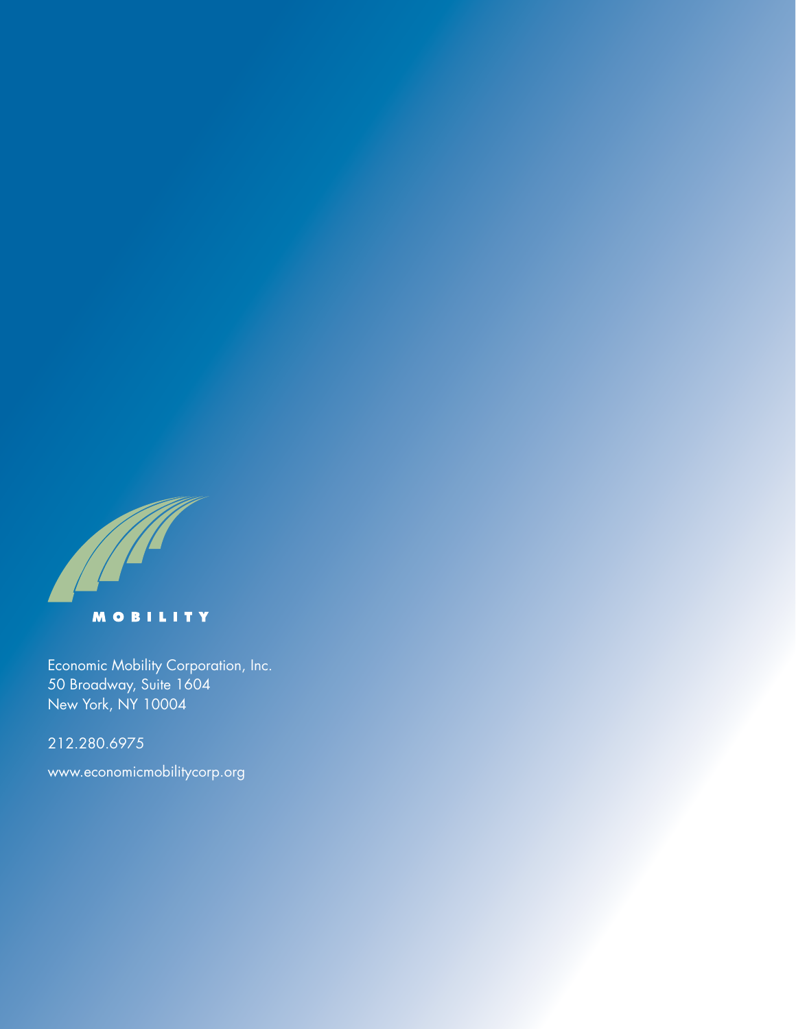MOBILITY

Economic Mobility Corporation, Inc.
50 Broadway, Suite 1604
New York, NY 10004

212.280.6975

www.economicmobilitycorp.org